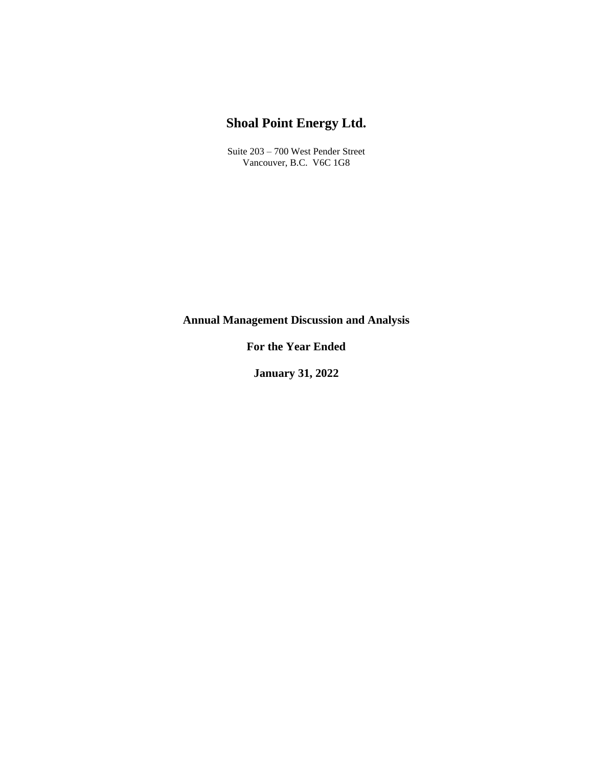# Shoal Point Energy Ltd.

Suite 203 – 700 West Pender Street
Vancouver, B.C. V6C 1G8

## Annual Management Discussion and Analysis

## For the Year Ended

## January 31, 2022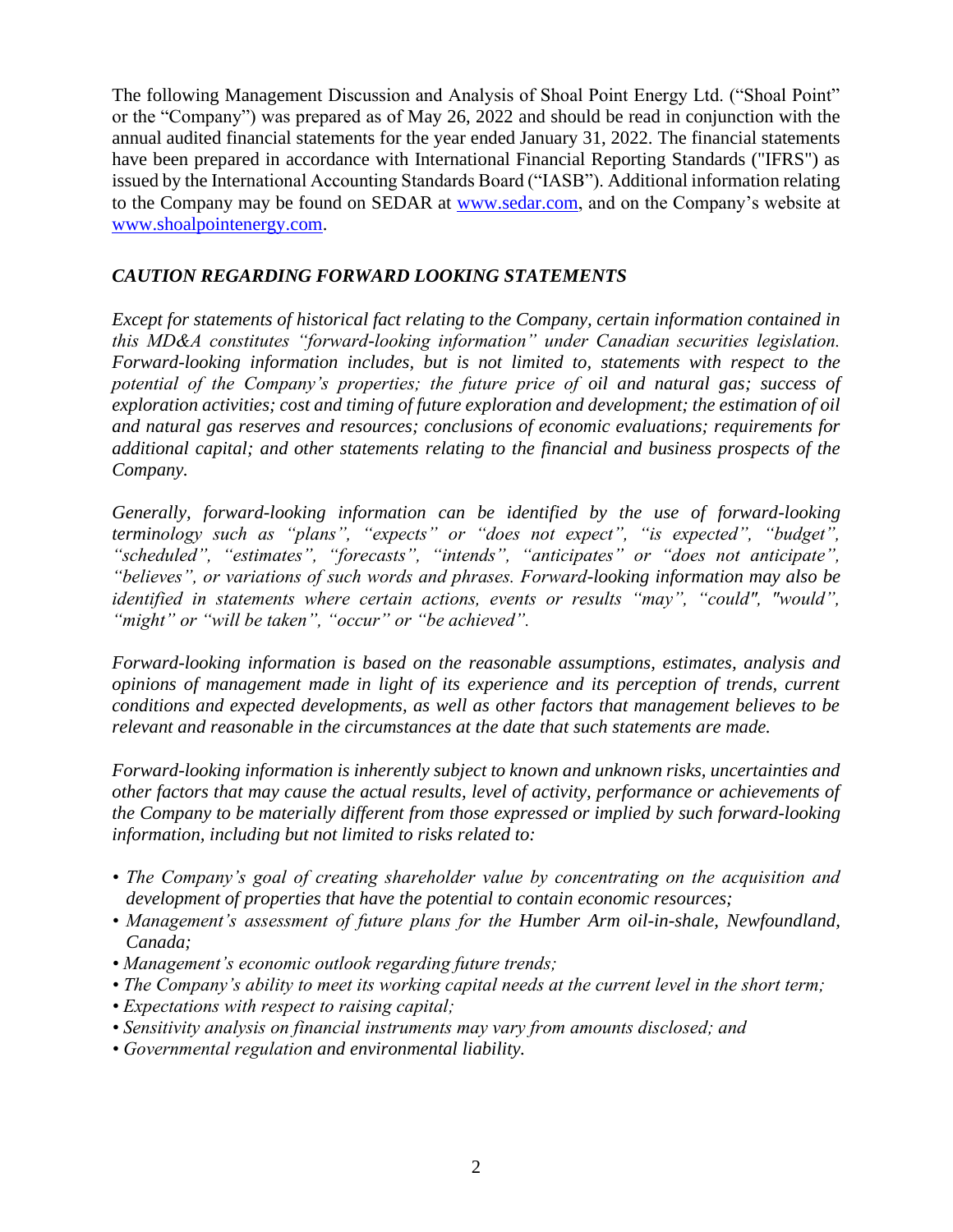The following Management Discussion and Analysis of Shoal Point Energy Ltd. ("Shoal Point" or the "Company") was prepared as of May 26, 2022 and should be read in conjunction with the annual audited financial statements for the year ended January 31, 2022. The financial statements have been prepared in accordance with International Financial Reporting Standards ("IFRS") as issued by the International Accounting Standards Board ("IASB"). Additional information relating to the Company may be found on SEDAR at [www.sedar.com](http://www.sedar.com), and on the Company's website at [www.shoalpointenergy.com](http://www.shoalpointenergy.com).

## *CAUTION REGARDING FORWARD LOOKING STATEMENTS*

*Except for statements of historical fact relating to the Company, certain information contained in this MD&A constitutes "forward-looking information" under Canadian securities legislation. Forward-looking information includes, but is not limited to, statements with respect to the potential of the Company's properties; the future price of oil and natural gas; success of exploration activities; cost and timing of future exploration and development; the estimation of oil and natural gas reserves and resources; conclusions of economic evaluations; requirements for additional capital; and other statements relating to the financial and business prospects of the Company.*

*Generally, forward-looking information can be identified by the use of forward-looking terminology such as "plans", "expects" or "does not expect", "is expected", "budget", "scheduled", "estimates", "forecasts", "intends", "anticipates" or "does not anticipate", "believes", or variations of such words and phrases. Forward-looking information may also be identified in statements where certain actions, events or results "may", "could", "would", "might" or "will be taken", "occur" or "be achieved".*

*Forward-looking information is based on the reasonable assumptions, estimates, analysis and opinions of management made in light of its experience and its perception of trends, current conditions and expected developments, as well as other factors that management believes to be relevant and reasonable in the circumstances at the date that such statements are made.*

*Forward-looking information is inherently subject to known and unknown risks, uncertainties and other factors that may cause the actual results, level of activity, performance or achievements of the Company to be materially different from those expressed or implied by such forward-looking information, including but not limited to risks related to:*

- *The Company's goal of creating shareholder value by concentrating on the acquisition and development of properties that have the potential to contain economic resources;*
- *Management's assessment of future plans for the Humber Arm oil-in-shale, Newfoundland, Canada;*
- *Management's economic outlook regarding future trends;*
- *The Company's ability to meet its working capital needs at the current level in the short term;*
- *Expectations with respect to raising capital;*
- *Sensitivity analysis on financial instruments may vary from amounts disclosed; and*
- *Governmental regulation and environmental liability.*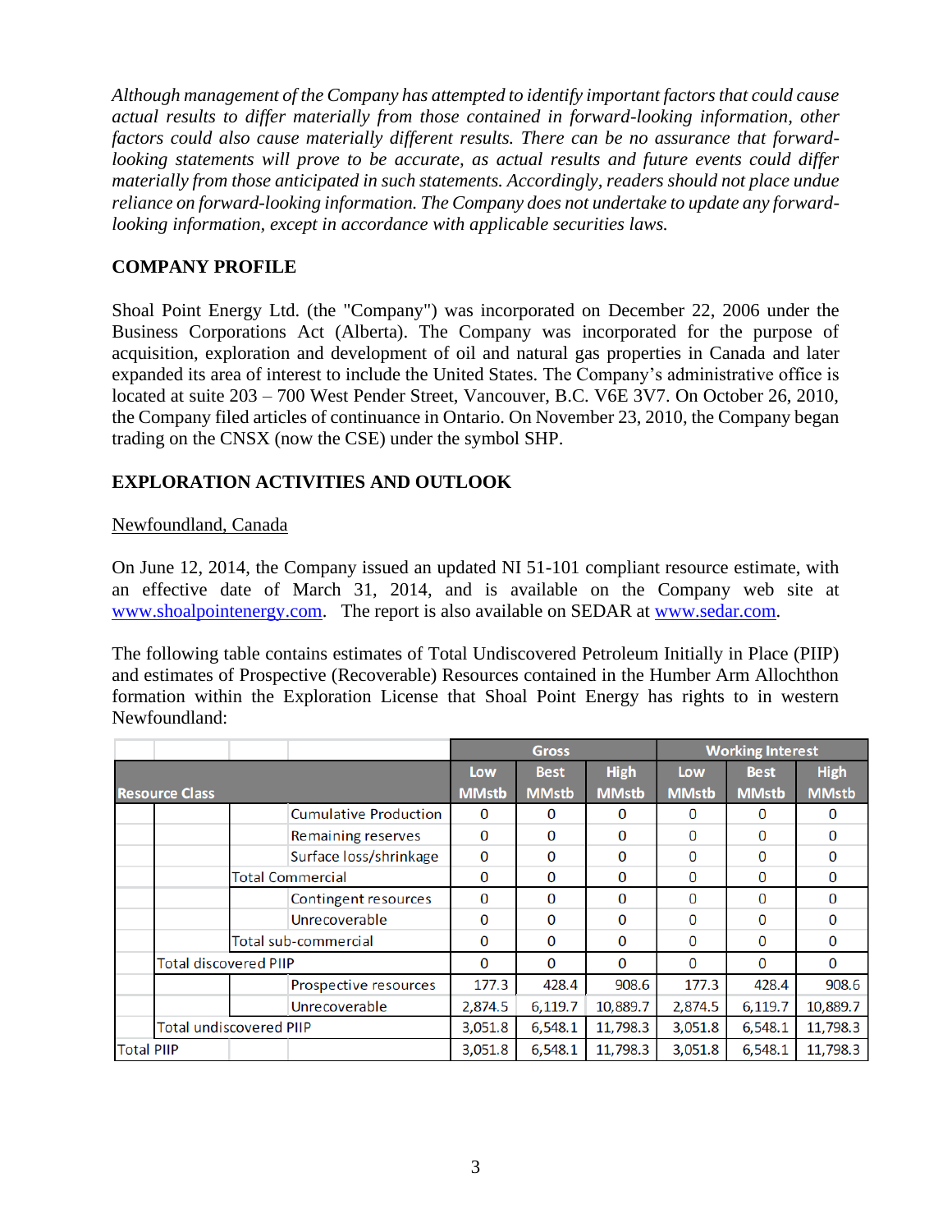*Although management of the Company has attempted to identify important factors that could cause actual results to differ materially from those contained in forward-looking information, other factors could also cause materially different results. There can be no assurance that forward-looking statements will prove to be accurate, as actual results and future events could differ materially from those anticipated in such statements. Accordingly, readers should not place undue reliance on forward-looking information. The Company does not undertake to update any forward-looking information, except in accordance with applicable securities laws.*

## COMPANY PROFILE

Shoal Point Energy Ltd. (the "Company") was incorporated on December 22, 2006 under the Business Corporations Act (Alberta). The Company was incorporated for the purpose of acquisition, exploration and development of oil and natural gas properties in Canada and later expanded its area of interest to include the United States. The Company's administrative office is located at suite 203 – 700 West Pender Street, Vancouver, B.C. V6E 3V7. On October 26, 2010, the Company filed articles of continuance in Ontario. On November 23, 2010, the Company began trading on the CNSX (now the CSE) under the symbol SHP.

## EXPLORATION ACTIVITIES AND OUTLOOK

Newfoundland, Canada

On June 12, 2014, the Company issued an updated NI 51-101 compliant resource estimate, with an effective date of March 31, 2014, and is available on the Company web site at www.shoalpointenergy.com. The report is also available on SEDAR at www.sedar.com.

The following table contains estimates of Total Undiscovered Petroleum Initially in Place (PIIP) and estimates of Prospective (Recoverable) Resources contained in the Humber Arm Allochthon formation within the Exploration License that Shoal Point Energy has rights to in western Newfoundland:

| | Gross | | | Working Interest | | |
|---|---|---|---|---|---|---|
| Resource Class | Low MMstb | Best MMstb | High MMstb | Low MMstb | Best MMstb | High MMstb |
| Cumulative Production | 0 | 0 | 0 | 0 | 0 | 0 |
| Remaining reserves | 0 | 0 | 0 | 0 | 0 | 0 |
| Surface loss/shrinkage | 0 | 0 | 0 | 0 | 0 | 0 |
| Total Commercial | 0 | 0 | 0 | 0 | 0 | 0 |
| Contingent resources | 0 | 0 | 0 | 0 | 0 | 0 |
| Unrecoverable | 0 | 0 | 0 | 0 | 0 | 0 |
| Total sub-commercial | 0 | 0 | 0 | 0 | 0 | 0 |
| Total discovered PIIP | 0 | 0 | 0 | 0 | 0 | 0 |
| Prospective resources | 177.3 | 428.4 | 908.6 | 177.3 | 428.4 | 908.6 |
| Unrecoverable | 2,874.5 | 6,119.7 | 10,889.7 | 2,874.5 | 6,119.7 | 10,889.7 |
| Total undiscovered PIIP | 3,051.8 | 6,548.1 | 11,798.3 | 3,051.8 | 6,548.1 | 11,798.3 |
| Total PIIP | 3,051.8 | 6,548.1 | 11,798.3 | 3,051.8 | 6,548.1 | 11,798.3 |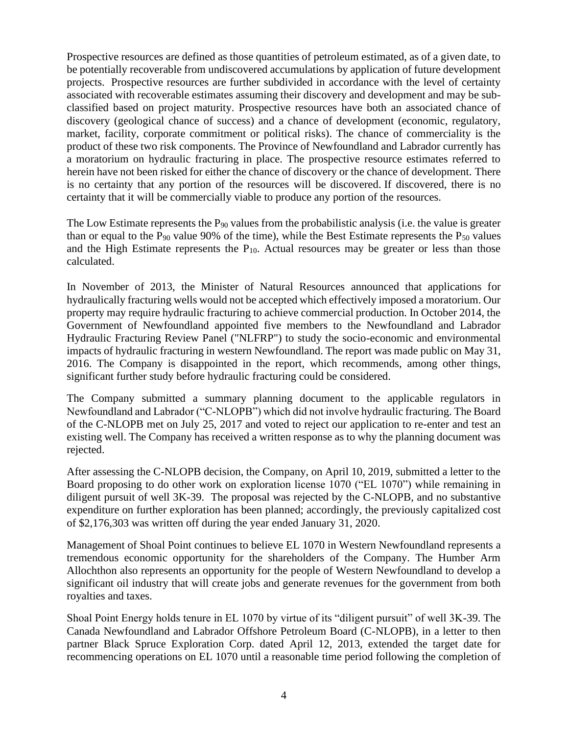Prospective resources are defined as those quantities of petroleum estimated, as of a given date, to be potentially recoverable from undiscovered accumulations by application of future development projects. Prospective resources are further subdivided in accordance with the level of certainty associated with recoverable estimates assuming their discovery and development and may be sub-classified based on project maturity. Prospective resources have both an associated chance of discovery (geological chance of success) and a chance of development (economic, regulatory, market, facility, corporate commitment or political risks). The chance of commerciality is the product of these two risk components. The Province of Newfoundland and Labrador currently has a moratorium on hydraulic fracturing in place. The prospective resource estimates referred to herein have not been risked for either the chance of discovery or the chance of development. There is no certainty that any portion of the resources will be discovered. If discovered, there is no certainty that it will be commercially viable to produce any portion of the resources.

The Low Estimate represents the $P_{90}$ values from the probabilistic analysis (i.e. the value is greater than or equal to the $P_{90}$ value 90% of the time), while the Best Estimate represents the $P_{50}$ values and the High Estimate represents the $P_{10}$. Actual resources may be greater or less than those calculated.

In November of 2013, the Minister of Natural Resources announced that applications for hydraulically fracturing wells would not be accepted which effectively imposed a moratorium. Our property may require hydraulic fracturing to achieve commercial production. In October 2014, the Government of Newfoundland appointed five members to the Newfoundland and Labrador Hydraulic Fracturing Review Panel ("NLFRP") to study the socio-economic and environmental impacts of hydraulic fracturing in western Newfoundland. The report was made public on May 31, 2016. The Company is disappointed in the report, which recommends, among other things, significant further study before hydraulic fracturing could be considered.

The Company submitted a summary planning document to the applicable regulators in Newfoundland and Labrador ("C-NLOPB") which did not involve hydraulic fracturing. The Board of the C-NLOPB met on July 25, 2017 and voted to reject our application to re-enter and test an existing well. The Company has received a written response as to why the planning document was rejected.

After assessing the C-NLOPB decision, the Company, on April 10, 2019, submitted a letter to the Board proposing to do other work on exploration license 1070 ("EL 1070") while remaining in diligent pursuit of well 3K-39. The proposal was rejected by the C-NLOPB, and no substantive expenditure on further exploration has been planned; accordingly, the previously capitalized cost of $2,176,303 was written off during the year ended January 31, 2020.

Management of Shoal Point continues to believe EL 1070 in Western Newfoundland represents a tremendous economic opportunity for the shareholders of the Company. The Humber Arm Allochthon also represents an opportunity for the people of Western Newfoundland to develop a significant oil industry that will create jobs and generate revenues for the government from both royalties and taxes.

Shoal Point Energy holds tenure in EL 1070 by virtue of its "diligent pursuit" of well 3K-39. The Canada Newfoundland and Labrador Offshore Petroleum Board (C-NLOPB), in a letter to then partner Black Spruce Exploration Corp. dated April 12, 2013, extended the target date for recommencing operations on EL 1070 until a reasonable time period following the completion of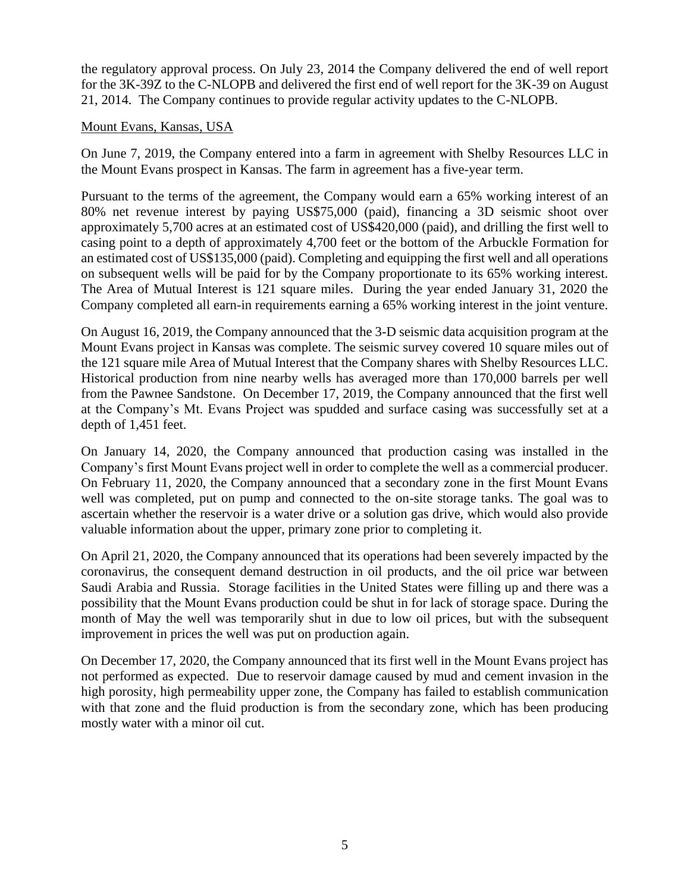the regulatory approval process. On July 23, 2014 the Company delivered the end of well report for the 3K-39Z to the C-NLOPB and delivered the first end of well report for the 3K-39 on August 21, 2014. The Company continues to provide regular activity updates to the C-NLOPB.

Mount Evans, Kansas, USA

On June 7, 2019, the Company entered into a farm in agreement with Shelby Resources LLC in the Mount Evans prospect in Kansas. The farm in agreement has a five-year term.

Pursuant to the terms of the agreement, the Company would earn a 65% working interest of an 80% net revenue interest by paying US$75,000 (paid), financing a 3D seismic shoot over approximately 5,700 acres at an estimated cost of US$420,000 (paid), and drilling the first well to casing point to a depth of approximately 4,700 feet or the bottom of the Arbuckle Formation for an estimated cost of US$135,000 (paid). Completing and equipping the first well and all operations on subsequent wells will be paid for by the Company proportionate to its 65% working interest. The Area of Mutual Interest is 121 square miles. During the year ended January 31, 2020 the Company completed all earn-in requirements earning a 65% working interest in the joint venture.

On August 16, 2019, the Company announced that the 3-D seismic data acquisition program at the Mount Evans project in Kansas was complete. The seismic survey covered 10 square miles out of the 121 square mile Area of Mutual Interest that the Company shares with Shelby Resources LLC. Historical production from nine nearby wells has averaged more than 170,000 barrels per well from the Pawnee Sandstone. On December 17, 2019, the Company announced that the first well at the Company's Mt. Evans Project was spudded and surface casing was successfully set at a depth of 1,451 feet.

On January 14, 2020, the Company announced that production casing was installed in the Company's first Mount Evans project well in order to complete the well as a commercial producer. On February 11, 2020, the Company announced that a secondary zone in the first Mount Evans well was completed, put on pump and connected to the on-site storage tanks. The goal was to ascertain whether the reservoir is a water drive or a solution gas drive, which would also provide valuable information about the upper, primary zone prior to completing it.

On April 21, 2020, the Company announced that its operations had been severely impacted by the coronavirus, the consequent demand destruction in oil products, and the oil price war between Saudi Arabia and Russia. Storage facilities in the United States were filling up and there was a possibility that the Mount Evans production could be shut in for lack of storage space. During the month of May the well was temporarily shut in due to low oil prices, but with the subsequent improvement in prices the well was put on production again.

On December 17, 2020, the Company announced that its first well in the Mount Evans project has not performed as expected. Due to reservoir damage caused by mud and cement invasion in the high porosity, high permeability upper zone, the Company has failed to establish communication with that zone and the fluid production is from the secondary zone, which has been producing mostly water with a minor oil cut.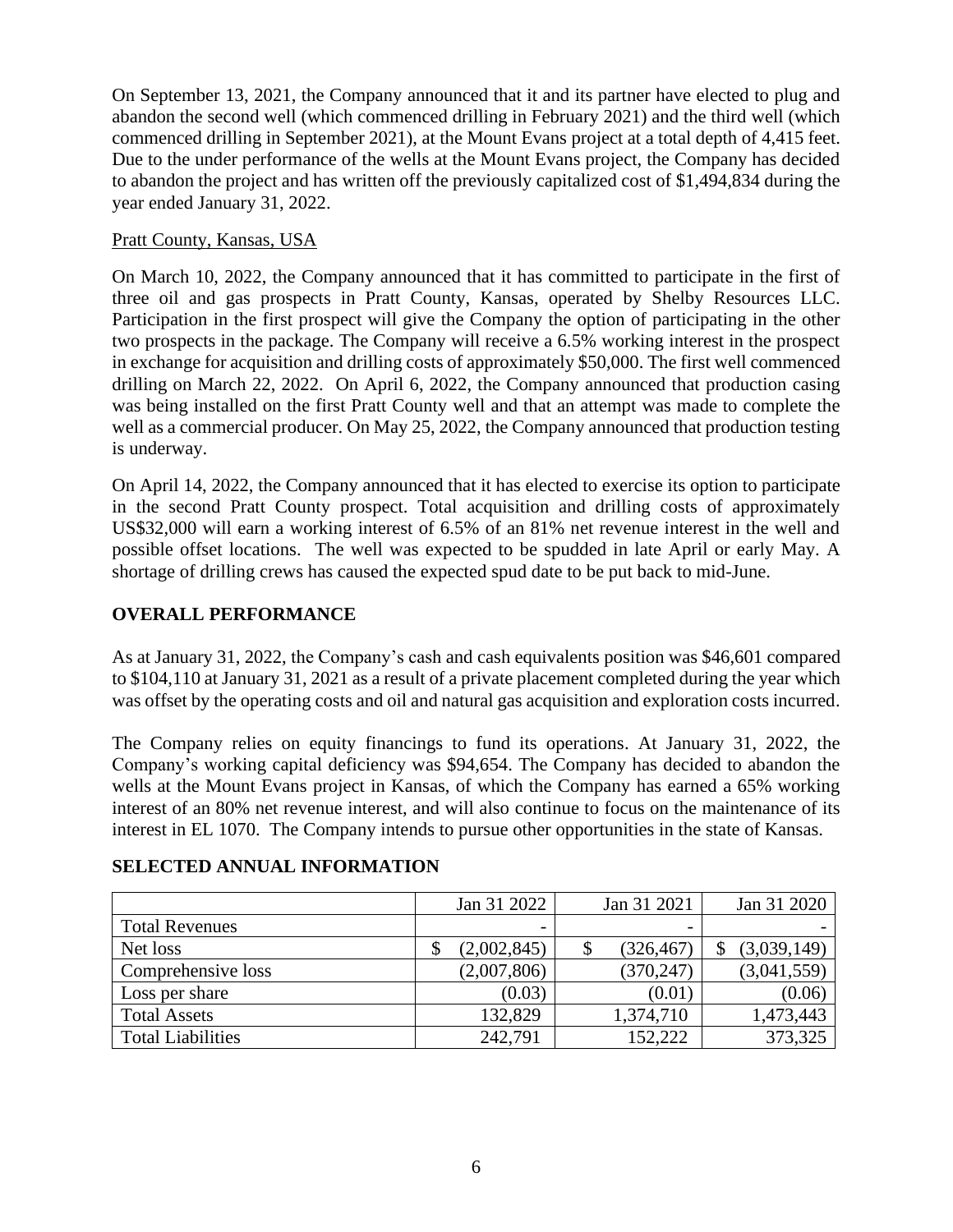On September 13, 2021, the Company announced that it and its partner have elected to plug and abandon the second well (which commenced drilling in February 2021) and the third well (which commenced drilling in September 2021), at the Mount Evans project at a total depth of 4,415 feet. Due to the under performance of the wells at the Mount Evans project, the Company has decided to abandon the project and has written off the previously capitalized cost of $1,494,834 during the year ended January 31, 2022.

Pratt County, Kansas, USA

On March 10, 2022, the Company announced that it has committed to participate in the first of three oil and gas prospects in Pratt County, Kansas, operated by Shelby Resources LLC. Participation in the first prospect will give the Company the option of participating in the other two prospects in the package. The Company will receive a 6.5% working interest in the prospect in exchange for acquisition and drilling costs of approximately $50,000. The first well commenced drilling on March 22, 2022. On April 6, 2022, the Company announced that production casing was being installed on the first Pratt County well and that an attempt was made to complete the well as a commercial producer. On May 25, 2022, the Company announced that production testing is underway.

On April 14, 2022, the Company announced that it has elected to exercise its option to participate in the second Pratt County prospect. Total acquisition and drilling costs of approximately US$32,000 will earn a working interest of 6.5% of an 81% net revenue interest in the well and possible offset locations. The well was expected to be spudded in late April or early May. A shortage of drilling crews has caused the expected spud date to be put back to mid-June.

## OVERALL PERFORMANCE

As at January 31, 2022, the Company's cash and cash equivalents position was $46,601 compared to $104,110 at January 31, 2021 as a result of a private placement completed during the year which was offset by the operating costs and oil and natural gas acquisition and exploration costs incurred.

The Company relies on equity financings to fund its operations. At January 31, 2022, the Company's working capital deficiency was $94,654. The Company has decided to abandon the wells at the Mount Evans project in Kansas, of which the Company has earned a 65% working interest of an 80% net revenue interest, and will also continue to focus on the maintenance of its interest in EL 1070. The Company intends to pursue other opportunities in the state of Kansas.

## SELECTED ANNUAL INFORMATION

| | Jan 31 2022 | Jan 31 2021 | Jan 31 2020 |
|---|---|---|---|
| Total Revenues | - | - | - |
| Net loss | $ (2,002,845) | $ (326,467) | $ (3,039,149) |
| Comprehensive loss | (2,007,806) | (370,247) | (3,041,559) |
| Loss per share | (0.03) | (0.01) | (0.06) |
| Total Assets | 132,829 | 1,374,710 | 1,473,443 |
| Total Liabilities | 242,791 | 152,222 | 373,325 |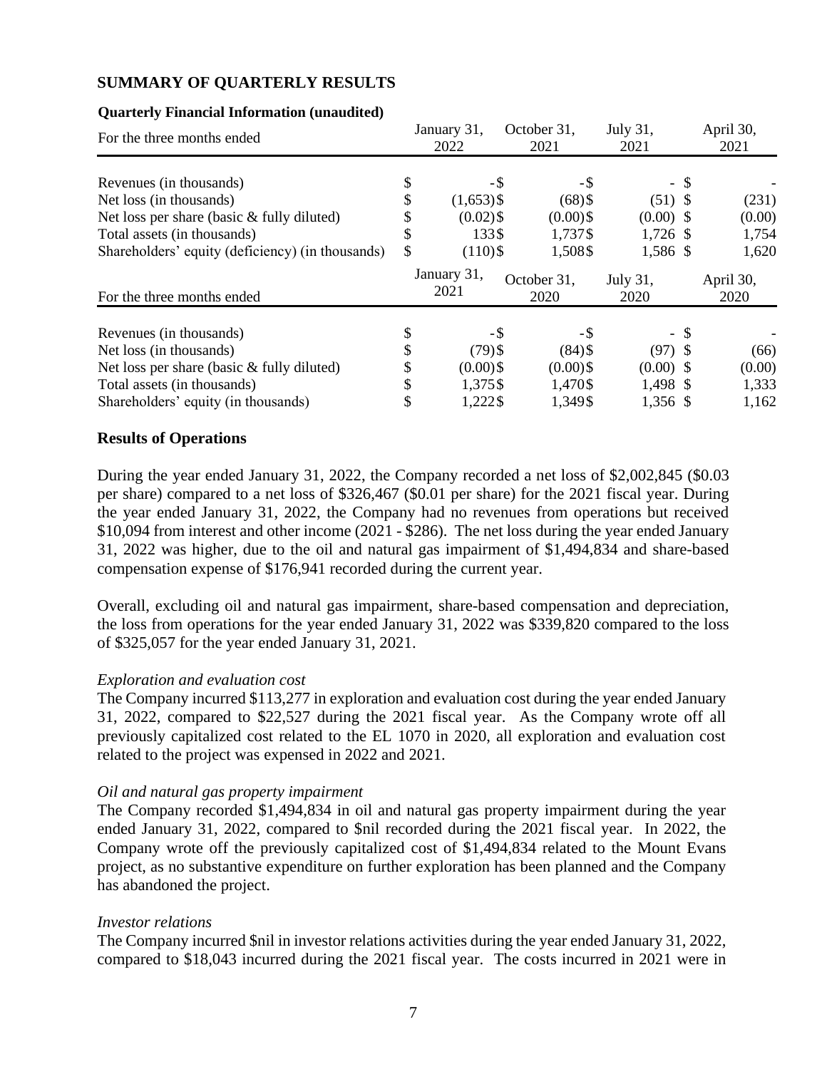## SUMMARY OF QUARTERLY RESULTS

**Quarterly Financial Information (unaudited)**

| For the three months ended | January 31, 2022 | October 31, 2021 | July 31, 2021 | April 30, 2021 |
|---|---|---|---|---|
| Revenues (in thousands) | $ - | $ - | $ - | $ - |
| Net loss (in thousands) | $ (1,653) | $ (68) | $ (51) | $ (231) |
| Net loss per share (basic & fully diluted) | $ (0.02) | $ (0.00) | $ (0.00) | $ (0.00) |
| Total assets (in thousands) | $ 133 | $ 1,737 | $ 1,726 | $ 1,754 |
| Shareholders' equity (deficiency) (in thousands) | $ (110) | $ 1,508 | $ 1,586 | $ 1,620 |
| **For the three months ended** | **January 31, 2021** | **October 31, 2020** | **July 31, 2020** | **April 30, 2020** |
| Revenues (in thousands) | $ - | $ - | $ - | $ - |
| Net loss (in thousands) | $ (79) | $ (84) | $ (97) | $ (66) |
| Net loss per share (basic & fully diluted) | $ (0.00) | $ (0.00) | $ (0.00) | $ (0.00) |
| Total assets (in thousands) | $ 1,375 | $ 1,470 | $ 1,498 | $ 1,333 |
| Shareholders' equity (in thousands) | $ 1,222 | $ 1,349 | $ 1,356 | $ 1,162 |

### Results of Operations

During the year ended January 31, 2022, the Company recorded a net loss of $2,002,845 ($0.03 per share) compared to a net loss of $326,467 ($0.01 per share) for the 2021 fiscal year. During the year ended January 31, 2022, the Company had no revenues from operations but received $10,094 from interest and other income (2021 - $286). The net loss during the year ended January 31, 2022 was higher, due to the oil and natural gas impairment of $1,494,834 and share-based compensation expense of $176,941 recorded during the current year.

Overall, excluding oil and natural gas impairment, share-based compensation and depreciation, the loss from operations for the year ended January 31, 2022 was $339,820 compared to the loss of $325,057 for the year ended January 31, 2021.

*Exploration and evaluation cost*

The Company incurred $113,277 in exploration and evaluation cost during the year ended January 31, 2022, compared to $22,527 during the 2021 fiscal year. As the Company wrote off all previously capitalized cost related to the EL 1070 in 2020, all exploration and evaluation cost related to the project was expensed in 2022 and 2021.

*Oil and natural gas property impairment*

The Company recorded $1,494,834 in oil and natural gas property impairment during the year ended January 31, 2022, compared to $nil recorded during the 2021 fiscal year. In 2022, the Company wrote off the previously capitalized cost of $1,494,834 related to the Mount Evans project, as no substantive expenditure on further exploration has been planned and the Company has abandoned the project.

*Investor relations*

The Company incurred $nil in investor relations activities during the year ended January 31, 2022, compared to $18,043 incurred during the 2021 fiscal year. The costs incurred in 2021 were in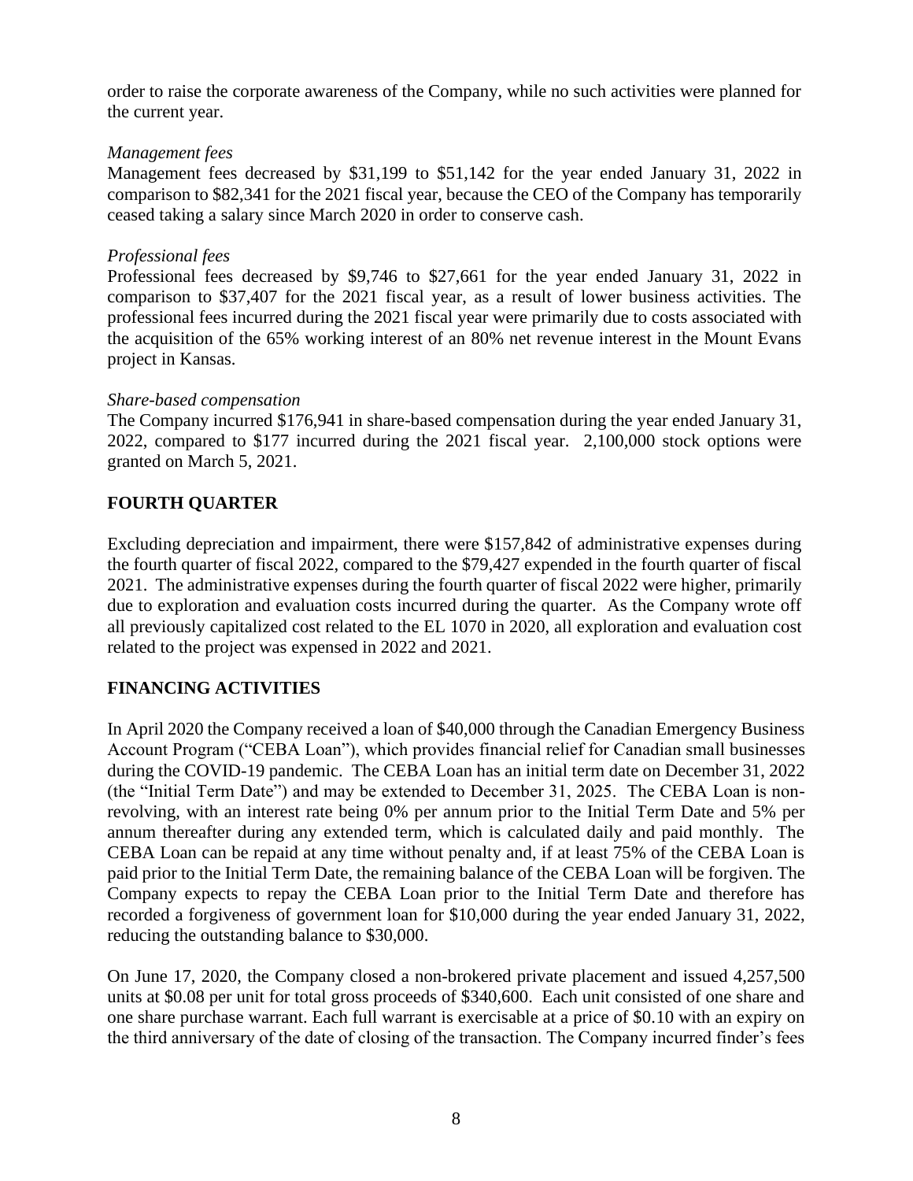order to raise the corporate awareness of the Company, while no such activities were planned for the current year.

*Management fees*

Management fees decreased by $31,199 to $51,142 for the year ended January 31, 2022 in comparison to $82,341 for the 2021 fiscal year, because the CEO of the Company has temporarily ceased taking a salary since March 2020 in order to conserve cash.

*Professional fees*

Professional fees decreased by $9,746 to $27,661 for the year ended January 31, 2022 in comparison to $37,407 for the 2021 fiscal year, as a result of lower business activities. The professional fees incurred during the 2021 fiscal year were primarily due to costs associated with the acquisition of the 65% working interest of an 80% net revenue interest in the Mount Evans project in Kansas.

*Share-based compensation*

The Company incurred $176,941 in share-based compensation during the year ended January 31, 2022, compared to $177 incurred during the 2021 fiscal year. 2,100,000 stock options were granted on March 5, 2021.

## FOURTH QUARTER

Excluding depreciation and impairment, there were $157,842 of administrative expenses during the fourth quarter of fiscal 2022, compared to the $79,427 expended in the fourth quarter of fiscal 2021. The administrative expenses during the fourth quarter of fiscal 2022 were higher, primarily due to exploration and evaluation costs incurred during the quarter. As the Company wrote off all previously capitalized cost related to the EL 1070 in 2020, all exploration and evaluation cost related to the project was expensed in 2022 and 2021.

## FINANCING ACTIVITIES

In April 2020 the Company received a loan of $40,000 through the Canadian Emergency Business Account Program ("CEBA Loan"), which provides financial relief for Canadian small businesses during the COVID-19 pandemic. The CEBA Loan has an initial term date on December 31, 2022 (the "Initial Term Date") and may be extended to December 31, 2025. The CEBA Loan is non-revolving, with an interest rate being 0% per annum prior to the Initial Term Date and 5% per annum thereafter during any extended term, which is calculated daily and paid monthly. The CEBA Loan can be repaid at any time without penalty and, if at least 75% of the CEBA Loan is paid prior to the Initial Term Date, the remaining balance of the CEBA Loan will be forgiven. The Company expects to repay the CEBA Loan prior to the Initial Term Date and therefore has recorded a forgiveness of government loan for $10,000 during the year ended January 31, 2022, reducing the outstanding balance to $30,000.

On June 17, 2020, the Company closed a non-brokered private placement and issued 4,257,500 units at $0.08 per unit for total gross proceeds of $340,600. Each unit consisted of one share and one share purchase warrant. Each full warrant is exercisable at a price of $0.10 with an expiry on the third anniversary of the date of closing of the transaction. The Company incurred finder's fees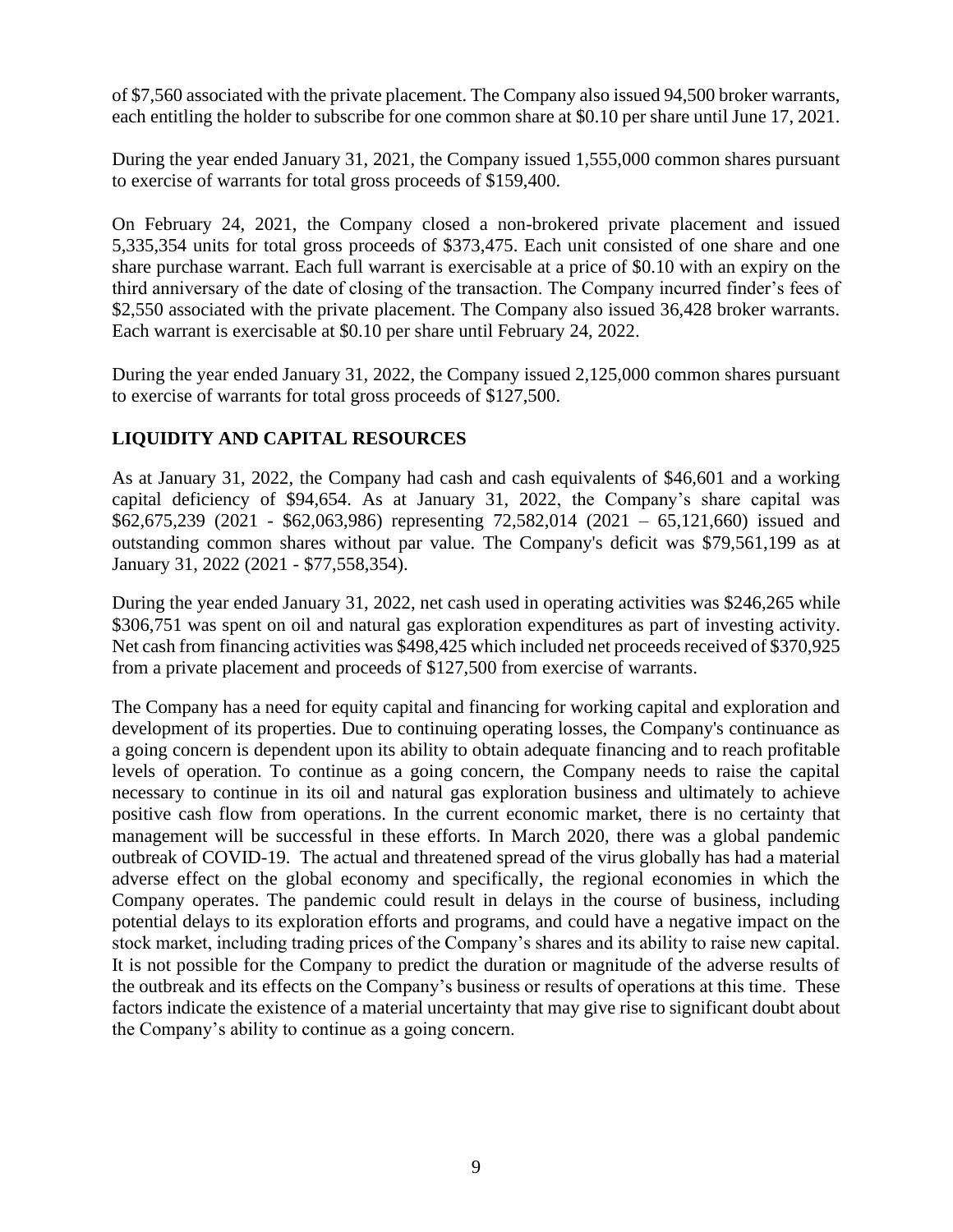of $7,560 associated with the private placement. The Company also issued 94,500 broker warrants, each entitling the holder to subscribe for one common share at $0.10 per share until June 17, 2021.

During the year ended January 31, 2021, the Company issued 1,555,000 common shares pursuant to exercise of warrants for total gross proceeds of $159,400.

On February 24, 2021, the Company closed a non-brokered private placement and issued 5,335,354 units for total gross proceeds of $373,475. Each unit consisted of one share and one share purchase warrant. Each full warrant is exercisable at a price of $0.10 with an expiry on the third anniversary of the date of closing of the transaction. The Company incurred finder's fees of $2,550 associated with the private placement. The Company also issued 36,428 broker warrants. Each warrant is exercisable at $0.10 per share until February 24, 2022.

During the year ended January 31, 2022, the Company issued 2,125,000 common shares pursuant to exercise of warrants for total gross proceeds of $127,500.

## LIQUIDITY AND CAPITAL RESOURCES

As at January 31, 2022, the Company had cash and cash equivalents of $46,601 and a working capital deficiency of $94,654. As at January 31, 2022, the Company's share capital was $62,675,239 (2021 - $62,063,986) representing 72,582,014 (2021 – 65,121,660) issued and outstanding common shares without par value. The Company's deficit was $79,561,199 as at January 31, 2022 (2021 - $77,558,354).

During the year ended January 31, 2022, net cash used in operating activities was $246,265 while $306,751 was spent on oil and natural gas exploration expenditures as part of investing activity. Net cash from financing activities was $498,425 which included net proceeds received of $370,925 from a private placement and proceeds of $127,500 from exercise of warrants.

The Company has a need for equity capital and financing for working capital and exploration and development of its properties. Due to continuing operating losses, the Company's continuance as a going concern is dependent upon its ability to obtain adequate financing and to reach profitable levels of operation. To continue as a going concern, the Company needs to raise the capital necessary to continue in its oil and natural gas exploration business and ultimately to achieve positive cash flow from operations. In the current economic market, there is no certainty that management will be successful in these efforts. In March 2020, there was a global pandemic outbreak of COVID-19. The actual and threatened spread of the virus globally has had a material adverse effect on the global economy and specifically, the regional economies in which the Company operates. The pandemic could result in delays in the course of business, including potential delays to its exploration efforts and programs, and could have a negative impact on the stock market, including trading prices of the Company's shares and its ability to raise new capital. It is not possible for the Company to predict the duration or magnitude of the adverse results of the outbreak and its effects on the Company's business or results of operations at this time. These factors indicate the existence of a material uncertainty that may give rise to significant doubt about the Company's ability to continue as a going concern.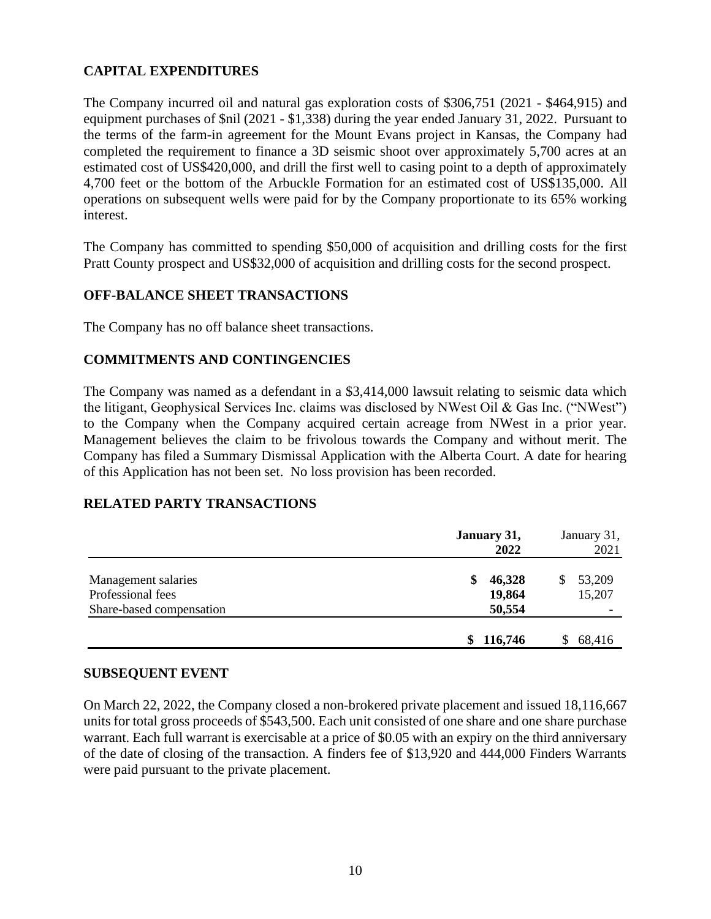## CAPITAL EXPENDITURES

The Company incurred oil and natural gas exploration costs of $306,751 (2021 - $464,915) and equipment purchases of $nil (2021 - $1,338) during the year ended January 31, 2022. Pursuant to the terms of the farm-in agreement for the Mount Evans project in Kansas, the Company had completed the requirement to finance a 3D seismic shoot over approximately 5,700 acres at an estimated cost of US$420,000, and drill the first well to casing point to a depth of approximately 4,700 feet or the bottom of the Arbuckle Formation for an estimated cost of US$135,000. All operations on subsequent wells were paid for by the Company proportionate to its 65% working interest.

The Company has committed to spending $50,000 of acquisition and drilling costs for the first Pratt County prospect and US$32,000 of acquisition and drilling costs for the second prospect.

## OFF-BALANCE SHEET TRANSACTIONS

The Company has no off balance sheet transactions.

## COMMITMENTS AND CONTINGENCIES

The Company was named as a defendant in a $3,414,000 lawsuit relating to seismic data which the litigant, Geophysical Services Inc. claims was disclosed by NWest Oil & Gas Inc. ("NWest") to the Company when the Company acquired certain acreage from NWest in a prior year. Management believes the claim to be frivolous towards the Company and without merit. The Company has filed a Summary Dismissal Application with the Alberta Court. A date for hearing of this Application has not been set. No loss provision has been recorded.

## RELATED PARTY TRANSACTIONS

| | **January 31, 2022** | January 31, 2021 |
|---|---|---|
| Management salaries | **$ 46,328** | $ 53,209 |
| Professional fees | **19,864** | 15,207 |
| Share-based compensation | **50,554** | - |
| | **$ 116,746** | $ 68,416 |

## SUBSEQUENT EVENT

On March 22, 2022, the Company closed a non-brokered private placement and issued 18,116,667 units for total gross proceeds of $543,500. Each unit consisted of one share and one share purchase warrant. Each full warrant is exercisable at a price of $0.05 with an expiry on the third anniversary of the date of closing of the transaction. A finders fee of $13,920 and 444,000 Finders Warrants were paid pursuant to the private placement.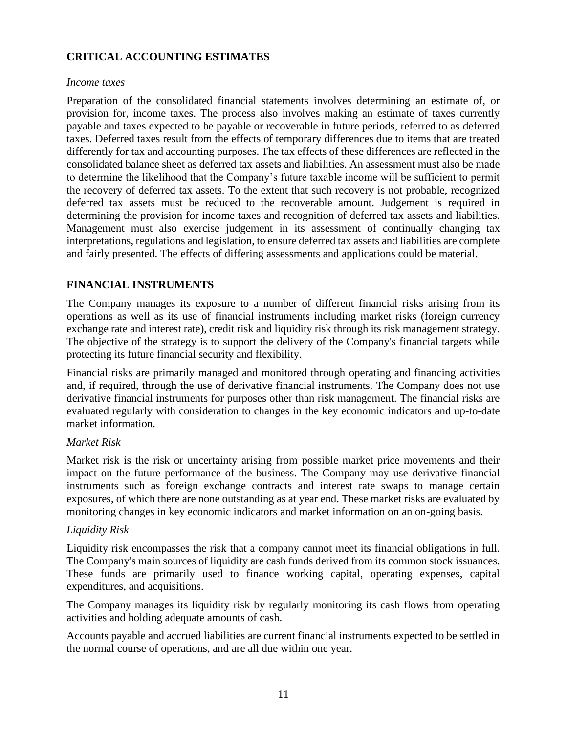## CRITICAL ACCOUNTING ESTIMATES

*Income taxes*

Preparation of the consolidated financial statements involves determining an estimate of, or provision for, income taxes. The process also involves making an estimate of taxes currently payable and taxes expected to be payable or recoverable in future periods, referred to as deferred taxes. Deferred taxes result from the effects of temporary differences due to items that are treated differently for tax and accounting purposes. The tax effects of these differences are reflected in the consolidated balance sheet as deferred tax assets and liabilities. An assessment must also be made to determine the likelihood that the Company's future taxable income will be sufficient to permit the recovery of deferred tax assets. To the extent that such recovery is not probable, recognized deferred tax assets must be reduced to the recoverable amount. Judgement is required in determining the provision for income taxes and recognition of deferred tax assets and liabilities. Management must also exercise judgement in its assessment of continually changing tax interpretations, regulations and legislation, to ensure deferred tax assets and liabilities are complete and fairly presented. The effects of differing assessments and applications could be material.

## FINANCIAL INSTRUMENTS

The Company manages its exposure to a number of different financial risks arising from its operations as well as its use of financial instruments including market risks (foreign currency exchange rate and interest rate), credit risk and liquidity risk through its risk management strategy. The objective of the strategy is to support the delivery of the Company's financial targets while protecting its future financial security and flexibility.

Financial risks are primarily managed and monitored through operating and financing activities and, if required, through the use of derivative financial instruments. The Company does not use derivative financial instruments for purposes other than risk management. The financial risks are evaluated regularly with consideration to changes in the key economic indicators and up-to-date market information.

*Market Risk*

Market risk is the risk or uncertainty arising from possible market price movements and their impact on the future performance of the business. The Company may use derivative financial instruments such as foreign exchange contracts and interest rate swaps to manage certain exposures, of which there are none outstanding as at year end. These market risks are evaluated by monitoring changes in key economic indicators and market information on an on-going basis.

*Liquidity Risk*

Liquidity risk encompasses the risk that a company cannot meet its financial obligations in full. The Company's main sources of liquidity are cash funds derived from its common stock issuances. These funds are primarily used to finance working capital, operating expenses, capital expenditures, and acquisitions.

The Company manages its liquidity risk by regularly monitoring its cash flows from operating activities and holding adequate amounts of cash.

Accounts payable and accrued liabilities are current financial instruments expected to be settled in the normal course of operations, and are all due within one year.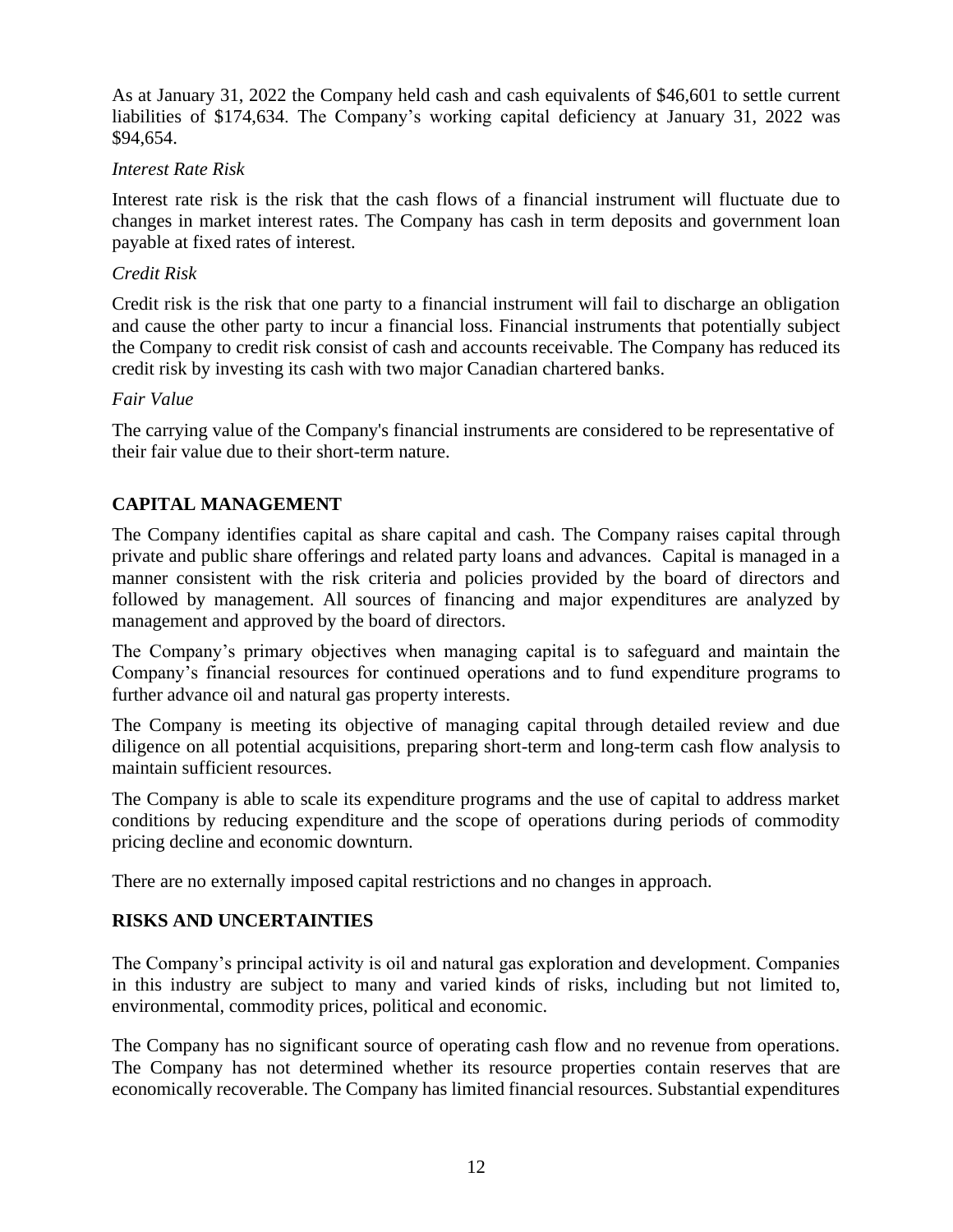As at January 31, 2022 the Company held cash and cash equivalents of $46,601 to settle current liabilities of $174,634. The Company's working capital deficiency at January 31, 2022 was $94,654.

*Interest Rate Risk*

Interest rate risk is the risk that the cash flows of a financial instrument will fluctuate due to changes in market interest rates. The Company has cash in term deposits and government loan payable at fixed rates of interest.

*Credit Risk*

Credit risk is the risk that one party to a financial instrument will fail to discharge an obligation and cause the other party to incur a financial loss. Financial instruments that potentially subject the Company to credit risk consist of cash and accounts receivable. The Company has reduced its credit risk by investing its cash with two major Canadian chartered banks.

*Fair Value*

The carrying value of the Company's financial instruments are considered to be representative of their fair value due to their short-term nature.

## CAPITAL MANAGEMENT

The Company identifies capital as share capital and cash. The Company raises capital through private and public share offerings and related party loans and advances. Capital is managed in a manner consistent with the risk criteria and policies provided by the board of directors and followed by management. All sources of financing and major expenditures are analyzed by management and approved by the board of directors.

The Company's primary objectives when managing capital is to safeguard and maintain the Company's financial resources for continued operations and to fund expenditure programs to further advance oil and natural gas property interests.

The Company is meeting its objective of managing capital through detailed review and due diligence on all potential acquisitions, preparing short-term and long-term cash flow analysis to maintain sufficient resources.

The Company is able to scale its expenditure programs and the use of capital to address market conditions by reducing expenditure and the scope of operations during periods of commodity pricing decline and economic downturn.

There are no externally imposed capital restrictions and no changes in approach.

## RISKS AND UNCERTAINTIES

The Company's principal activity is oil and natural gas exploration and development. Companies in this industry are subject to many and varied kinds of risks, including but not limited to, environmental, commodity prices, political and economic.

The Company has no significant source of operating cash flow and no revenue from operations. The Company has not determined whether its resource properties contain reserves that are economically recoverable. The Company has limited financial resources. Substantial expenditures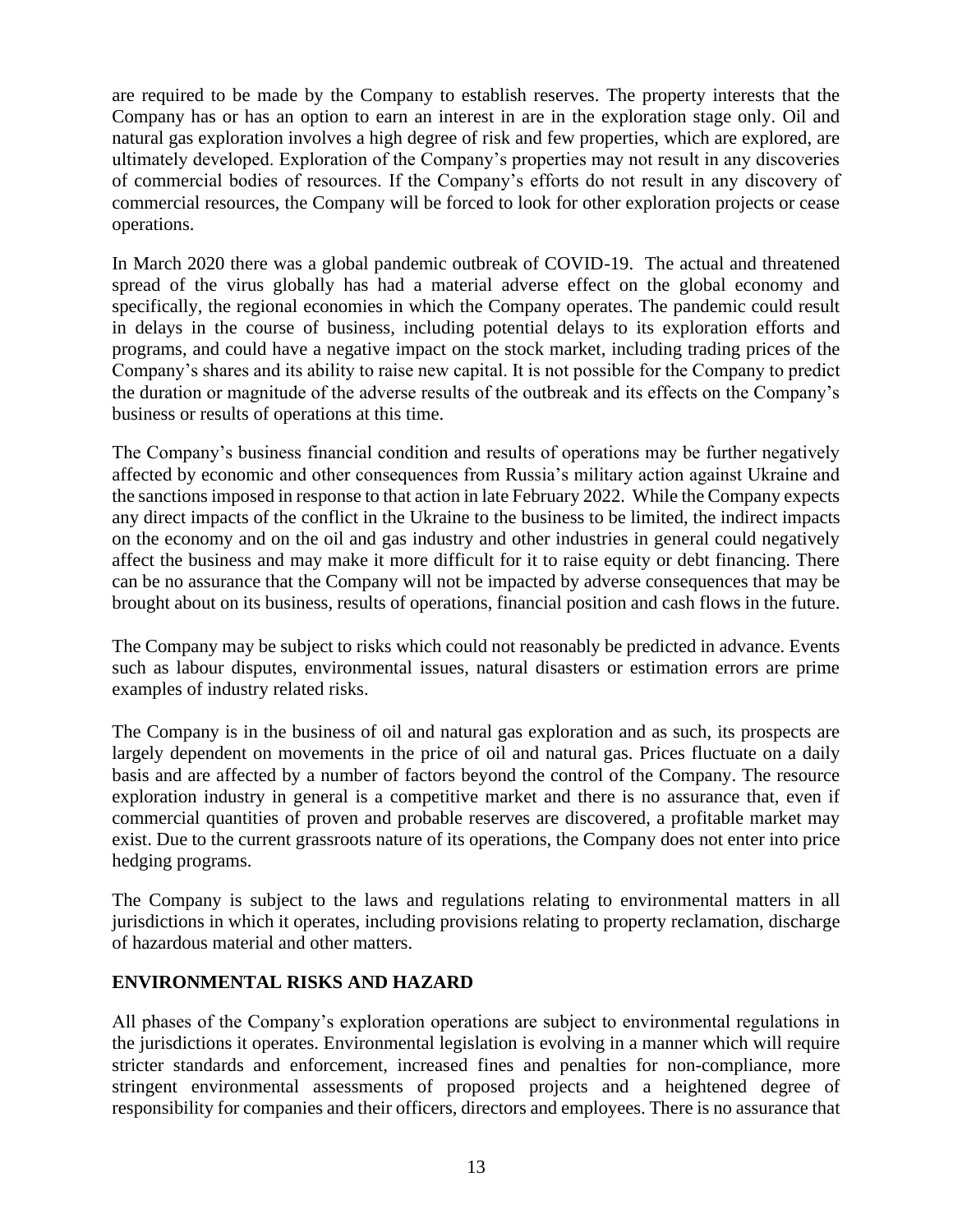are required to be made by the Company to establish reserves. The property interests that the Company has or has an option to earn an interest in are in the exploration stage only. Oil and natural gas exploration involves a high degree of risk and few properties, which are explored, are ultimately developed. Exploration of the Company's properties may not result in any discoveries of commercial bodies of resources. If the Company's efforts do not result in any discovery of commercial resources, the Company will be forced to look for other exploration projects or cease operations.

In March 2020 there was a global pandemic outbreak of COVID-19. The actual and threatened spread of the virus globally has had a material adverse effect on the global economy and specifically, the regional economies in which the Company operates. The pandemic could result in delays in the course of business, including potential delays to its exploration efforts and programs, and could have a negative impact on the stock market, including trading prices of the Company's shares and its ability to raise new capital. It is not possible for the Company to predict the duration or magnitude of the adverse results of the outbreak and its effects on the Company's business or results of operations at this time.

The Company's business financial condition and results of operations may be further negatively affected by economic and other consequences from Russia's military action against Ukraine and the sanctions imposed in response to that action in late February 2022. While the Company expects any direct impacts of the conflict in the Ukraine to the business to be limited, the indirect impacts on the economy and on the oil and gas industry and other industries in general could negatively affect the business and may make it more difficult for it to raise equity or debt financing. There can be no assurance that the Company will not be impacted by adverse consequences that may be brought about on its business, results of operations, financial position and cash flows in the future.

The Company may be subject to risks which could not reasonably be predicted in advance. Events such as labour disputes, environmental issues, natural disasters or estimation errors are prime examples of industry related risks.

The Company is in the business of oil and natural gas exploration and as such, its prospects are largely dependent on movements in the price of oil and natural gas. Prices fluctuate on a daily basis and are affected by a number of factors beyond the control of the Company. The resource exploration industry in general is a competitive market and there is no assurance that, even if commercial quantities of proven and probable reserves are discovered, a profitable market may exist. Due to the current grassroots nature of its operations, the Company does not enter into price hedging programs.

The Company is subject to the laws and regulations relating to environmental matters in all jurisdictions in which it operates, including provisions relating to property reclamation, discharge of hazardous material and other matters.

## ENVIRONMENTAL RISKS AND HAZARD

All phases of the Company's exploration operations are subject to environmental regulations in the jurisdictions it operates. Environmental legislation is evolving in a manner which will require stricter standards and enforcement, increased fines and penalties for non-compliance, more stringent environmental assessments of proposed projects and a heightened degree of responsibility for companies and their officers, directors and employees. There is no assurance that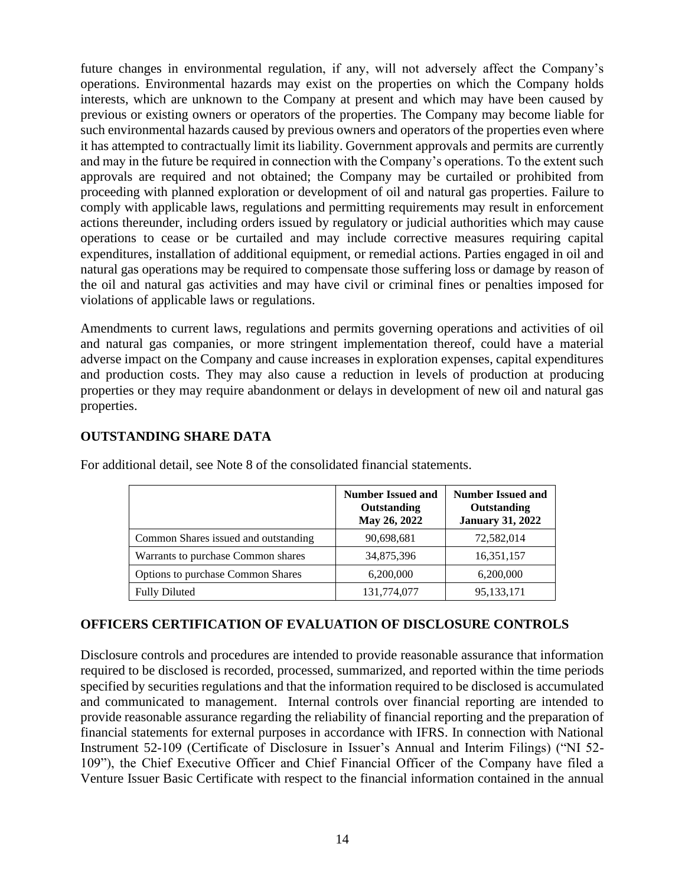future changes in environmental regulation, if any, will not adversely affect the Company's operations. Environmental hazards may exist on the properties on which the Company holds interests, which are unknown to the Company at present and which may have been caused by previous or existing owners or operators of the properties. The Company may become liable for such environmental hazards caused by previous owners and operators of the properties even where it has attempted to contractually limit its liability. Government approvals and permits are currently and may in the future be required in connection with the Company's operations. To the extent such approvals are required and not obtained; the Company may be curtailed or prohibited from proceeding with planned exploration or development of oil and natural gas properties. Failure to comply with applicable laws, regulations and permitting requirements may result in enforcement actions thereunder, including orders issued by regulatory or judicial authorities which may cause operations to cease or be curtailed and may include corrective measures requiring capital expenditures, installation of additional equipment, or remedial actions. Parties engaged in oil and natural gas operations may be required to compensate those suffering loss or damage by reason of the oil and natural gas activities and may have civil or criminal fines or penalties imposed for violations of applicable laws or regulations.

Amendments to current laws, regulations and permits governing operations and activities of oil and natural gas companies, or more stringent implementation thereof, could have a material adverse impact on the Company and cause increases in exploration expenses, capital expenditures and production costs. They may also cause a reduction in levels of production at producing properties or they may require abandonment or delays in development of new oil and natural gas properties.

## OUTSTANDING SHARE DATA

For additional detail, see Note 8 of the consolidated financial statements.

| | **Number Issued and Outstanding May 26, 2022** | **Number Issued and Outstanding January 31, 2022** |
|---|---|---|
| Common Shares issued and outstanding | 90,698,681 | 72,582,014 |
| Warrants to purchase Common shares | 34,875,396 | 16,351,157 |
| Options to purchase Common Shares | 6,200,000 | 6,200,000 |
| Fully Diluted | 131,774,077 | 95,133,171 |

## OFFICERS CERTIFICATION OF EVALUATION OF DISCLOSURE CONTROLS

Disclosure controls and procedures are intended to provide reasonable assurance that information required to be disclosed is recorded, processed, summarized, and reported within the time periods specified by securities regulations and that the information required to be disclosed is accumulated and communicated to management. Internal controls over financial reporting are intended to provide reasonable assurance regarding the reliability of financial reporting and the preparation of financial statements for external purposes in accordance with IFRS. In connection with National Instrument 52-109 (Certificate of Disclosure in Issuer's Annual and Interim Filings) ("NI 52-109"), the Chief Executive Officer and Chief Financial Officer of the Company have filed a Venture Issuer Basic Certificate with respect to the financial information contained in the annual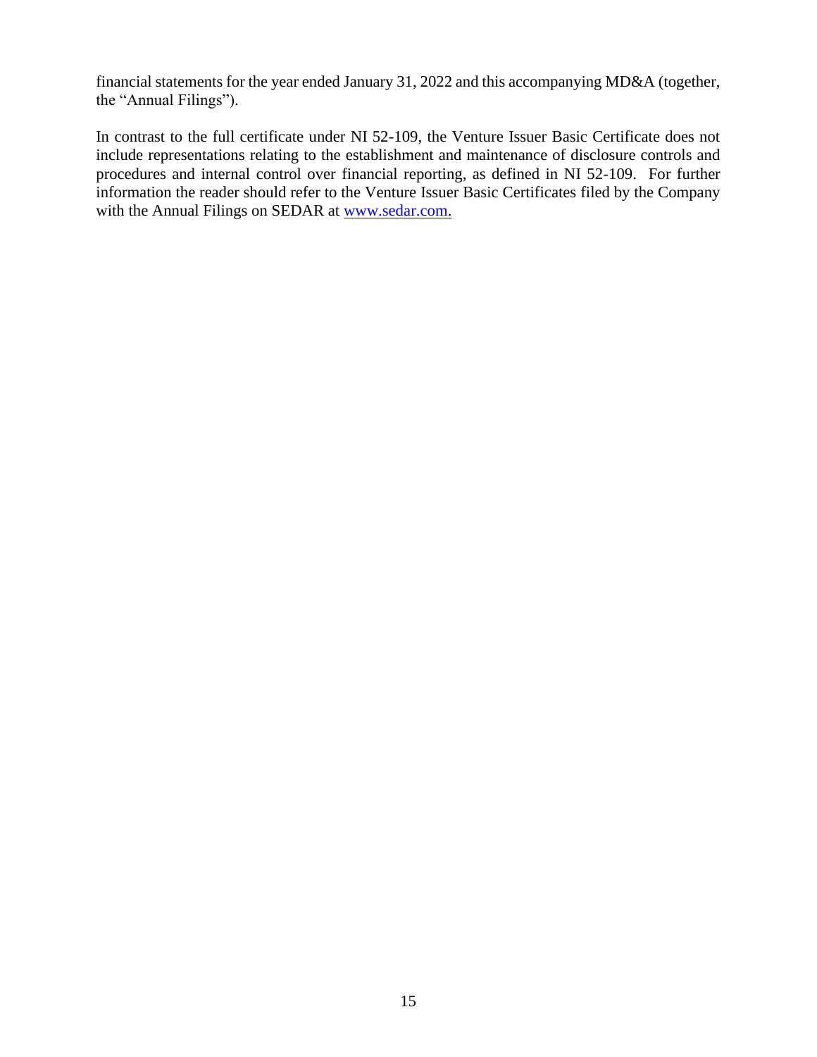financial statements for the year ended January 31, 2022 and this accompanying MD&A (together, the "Annual Filings").

In contrast to the full certificate under NI 52-109, the Venture Issuer Basic Certificate does not include representations relating to the establishment and maintenance of disclosure controls and procedures and internal control over financial reporting, as defined in NI 52-109. For further information the reader should refer to the Venture Issuer Basic Certificates filed by the Company with the Annual Filings on SEDAR at www.sedar.com.